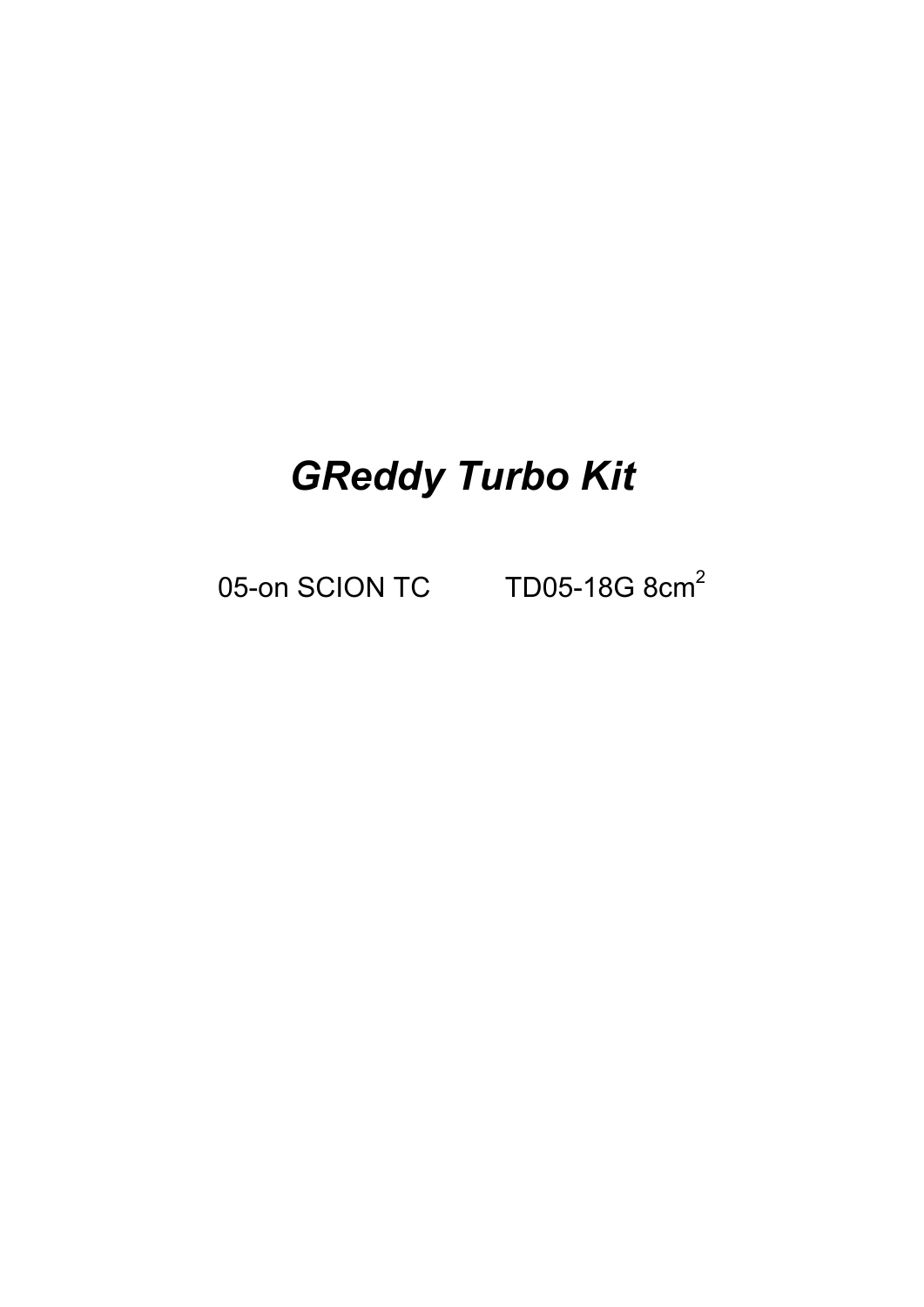# *GReddy Turbo Kit*

05-on SCION TC TD05-18G 8cm$^2$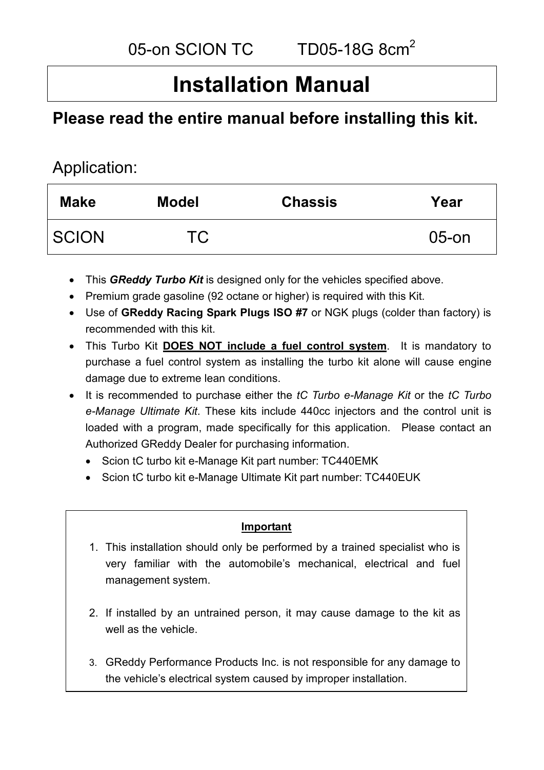05-on SCION TC TD05-18G $8cm^2$

# Installation Manual

## Please read the entire manual before installing this kit.

Application:

| Make | Model | Chassis | Year |
| --- | --- | --- | --- |
| SCION | TC | | 05-on |

- This ***GReddy Turbo Kit*** is designed only for the vehicles specified above.
- Premium grade gasoline (92 octane or higher) is required with this Kit.
- Use of **GReddy Racing Spark Plugs ISO #7** or NGK plugs (colder than factory) is recommended with this kit.
- This Turbo Kit **DOES NOT include a fuel control system**. It is mandatory to purchase a fuel control system as installing the turbo kit alone will cause engine damage due to extreme lean conditions.
- It is recommended to purchase either the *tC Turbo e-Manage Kit* or the *tC Turbo e-Manage Ultimate Kit*. These kits include 440cc injectors and the control unit is loaded with a program, made specifically for this application. Please contact an Authorized GReddy Dealer for purchasing information.
  - Scion tC turbo kit e-Manage Kit part number: TC440EMK
  - Scion tC turbo kit e-Manage Ultimate Kit part number: TC440EUK

**Important**

1. This installation should only be performed by a trained specialist who is very familiar with the automobile's mechanical, electrical and fuel management system.
2. If installed by an untrained person, it may cause damage to the kit as well as the vehicle.
3. GReddy Performance Products Inc. is not responsible for any damage to the vehicle's electrical system caused by improper installation.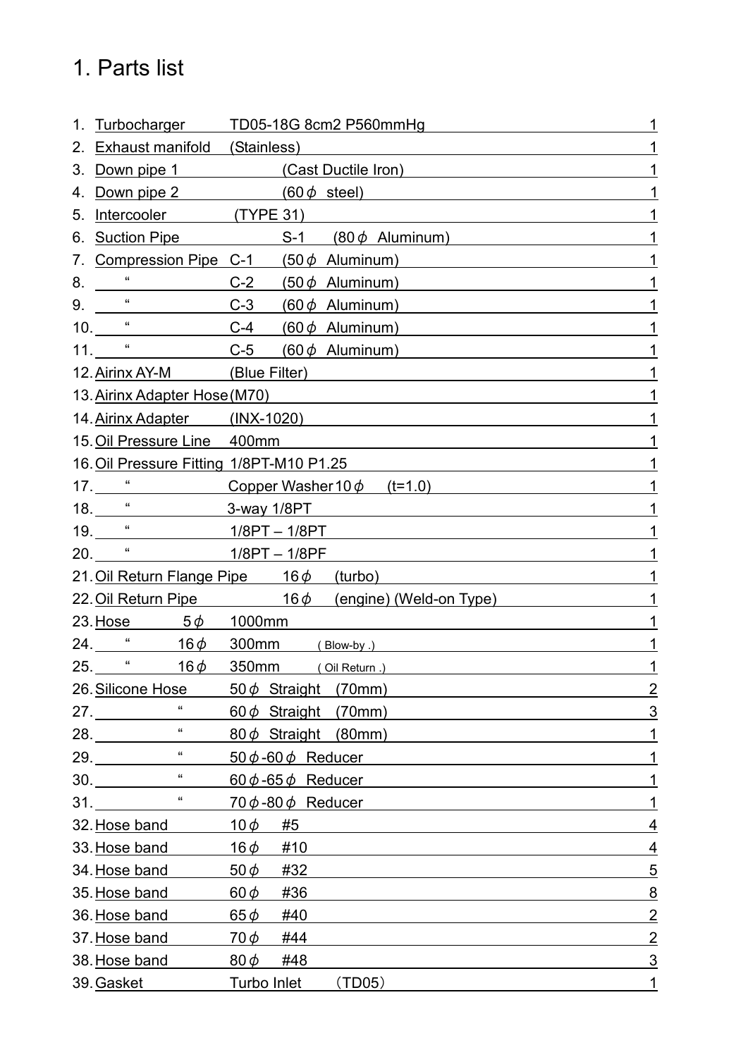# 1. Parts list

1. Turbocharger TD05-18G 8cm2 P560mmHg 1
2. Exhaust manifold (Stainless) 1
3. Down pipe 1 (Cast Ductile Iron) 1
4. Down pipe 2 (60ϕ steel) 1
5. Intercooler (TYPE 31) 1
6. Suction Pipe S-1 (80ϕ Aluminum) 1
7. Compression Pipe C-1 (50ϕ Aluminum) 1
8. “ C-2 (50ϕ Aluminum) 1
9. “ C-3 (60ϕ Aluminum) 1
10. “ C-4 (60ϕ Aluminum) 1
11. “ C-5 (60ϕ Aluminum) 1
12. Airinx AY-M (Blue Filter) 1
13. Airinx Adapter Hose (M70) 1
14. Airinx Adapter (INX-1020) 1
15. Oil Pressure Line 400mm 1
16. Oil Pressure Fitting 1/8PT-M10 P1.25 1
17. “ Copper Washer 10ϕ (t=1.0) 1
18. “ 3-way 1/8PT 1
19. “ 1/8PT – 1/8PT 1
20. “ 1/8PT – 1/8PF 1
21. Oil Return Flange Pipe 16ϕ (turbo) 1
22. Oil Return Pipe 16ϕ (engine) (Weld-on Type) 1
23. Hose 5ϕ 1000mm 1
24. “ 16ϕ 300mm ( Blow-by .) 1
25. “ 16ϕ 350mm ( Oil Return .) 1
26. Silicone Hose 50ϕ Straight (70mm) 2
27. “ 60ϕ Straight (70mm) 3
28. “ 80ϕ Straight (80mm) 1
29. “ 50ϕ-60ϕ Reducer 1
30. “ 60ϕ-65ϕ Reducer 1
31. “ 70ϕ-80ϕ Reducer 1
32. Hose band 10ϕ #5 4
33. Hose band 16ϕ #10 4
34. Hose band 50ϕ #32 5
35. Hose band 60ϕ #36 8
36. Hose band 65ϕ #40 2
37. Hose band 70ϕ #44 2
38. Hose band 80ϕ #48 3
39. Gasket Turbo Inlet （TD05） 1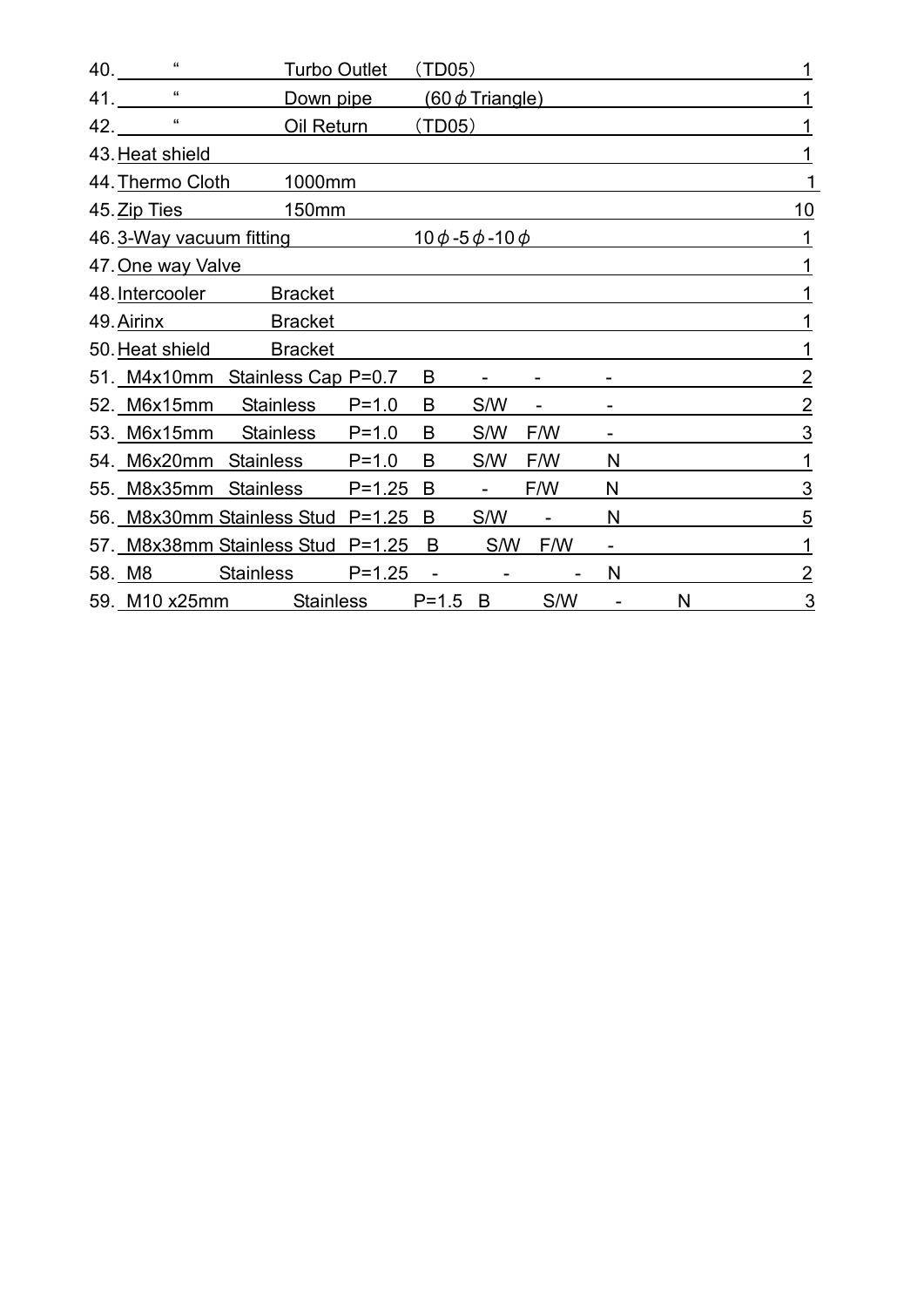40. 〃 Turbo Outlet （TD05） 1

41. 〃 Down pipe (60ϕ Triangle) 1

42. 〃 Oil Return （TD05） 1

43. Heat shield 1

44. Thermo Cloth 1000mm 1

45. Zip Ties 150mm 10

46. 3-Way vacuum fitting 10ϕ-5ϕ-10ϕ 1

47. One way Valve 1

48. Intercooler Bracket 1

49. Airinx Bracket 1

50. Heat shield Bracket 1

51. M4x10mm Stainless Cap P=0.7 B - - - 2

52. M6x15mm Stainless P=1.0 B S/W - - 2

53. M6x15mm Stainless P=1.0 B S/W F/W - 3

54. M6x20mm Stainless P=1.0 B S/W F/W N 1

55. M8x35mm Stainless P=1.25 B - F/W N 3

56. M8x30mm Stainless Stud P=1.25 B S/W - N 5

57. M8x38mm Stainless Stud P=1.25 B S/W F/W - 1

58. M8 Stainless P=1.25 - - - N 2

59. M10 x25mm Stainless P=1.5 B S/W - N 3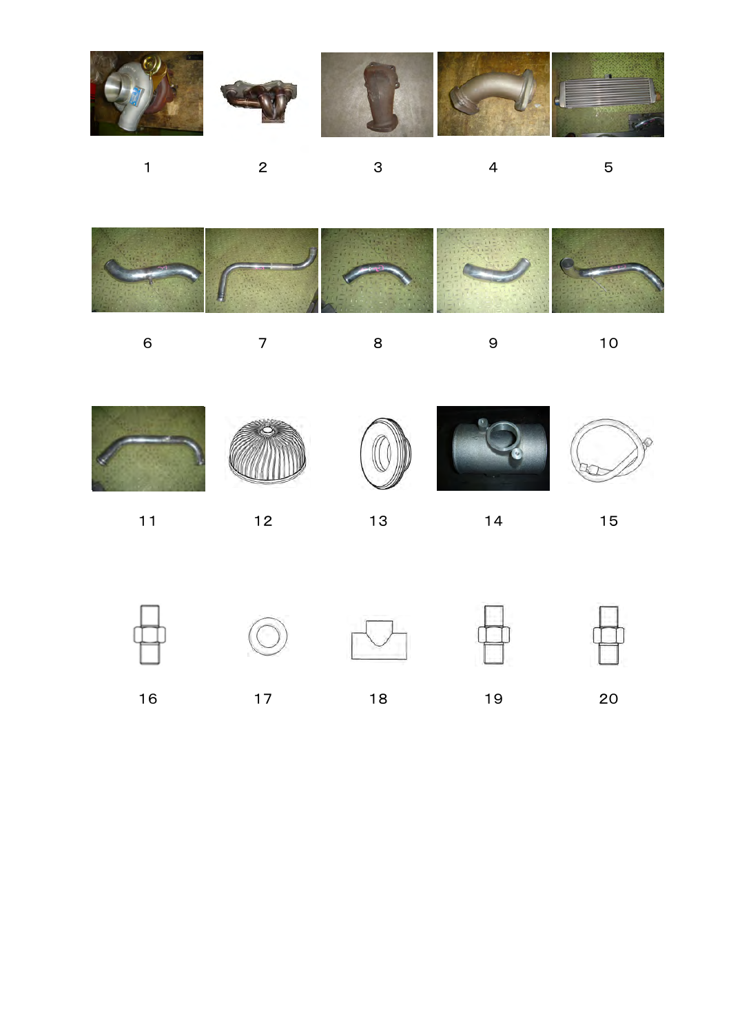1 2 3 4 5

6 7 8 9 10

11 12 13 14 15

16 17 18 19 20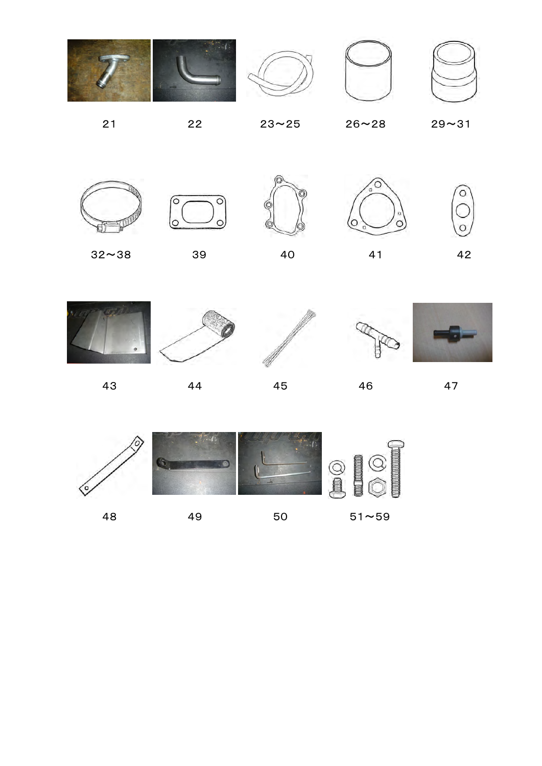21 22 23～25 26～28 29～31

32～38 39 40 41 42

43 44 45 46 47

48 49 50 51～59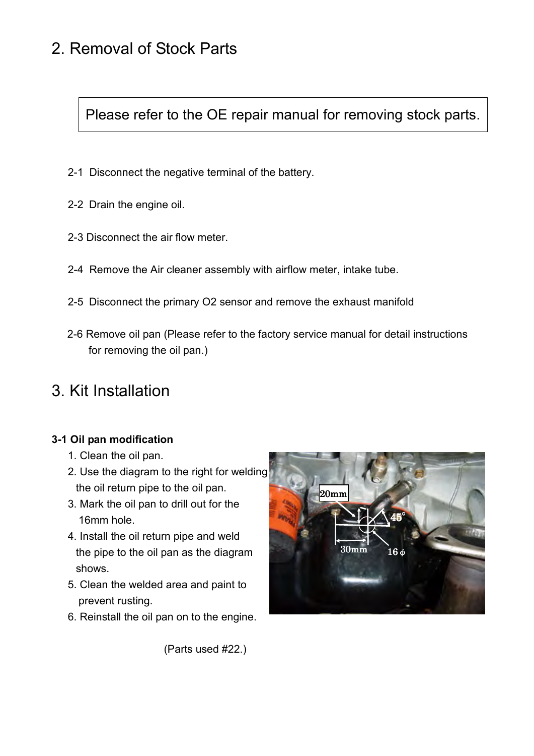# 2. Removal of Stock Parts

Please refer to the OE repair manual for removing stock parts.

2-1 Disconnect the negative terminal of the battery.

2-2 Drain the engine oil.

2-3 Disconnect the air flow meter.

2-4 Remove the Air cleaner assembly with airflow meter, intake tube.

2-5 Disconnect the primary O2 sensor and remove the exhaust manifold

2-6 Remove oil pan (Please refer to the factory service manual for detail instructions for removing the oil pan.)

# 3. Kit Installation

**3-1 Oil pan modification**

1. Clean the oil pan.
2. Use the diagram to the right for welding the oil return pipe to the oil pan.
3. Mark the oil pan to drill out for the 16mm hole.
4. Install the oil return pipe and weld the pipe to the oil pan as the diagram shows.
5. Clean the welded area and paint to prevent rusting.
6. Reinstall the oil pan on to the engine.

(Parts used #22.)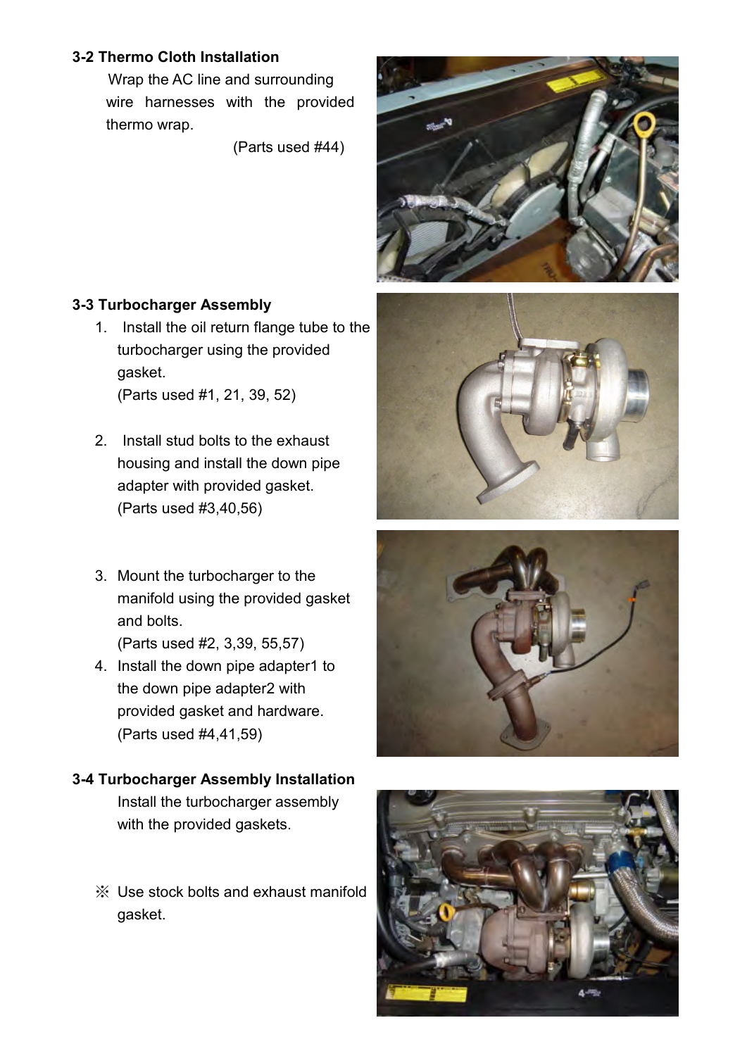### 3-2 Thermo Cloth Installation

Wrap the AC line and surrounding wire harnesses with the provided thermo wrap.

(Parts used #44)

### 3-3 Turbocharger Assembly

1. Install the oil return flange tube to the turbocharger using the provided gasket.
   (Parts used #1, 21, 39, 52)

2. Install stud bolts to the exhaust housing and install the down pipe adapter with provided gasket.
   (Parts used #3,40,56)

3. Mount the turbocharger to the manifold using the provided gasket and bolts.
   (Parts used #2, 3,39, 55,57)
4. Install the down pipe adapter1 to the down pipe adapter2 with provided gasket and hardware.
   (Parts used #4,41,59)

### 3-4 Turbocharger Assembly Installation

Install the turbocharger assembly with the provided gaskets.

※ Use stock bolts and exhaust manifold gasket.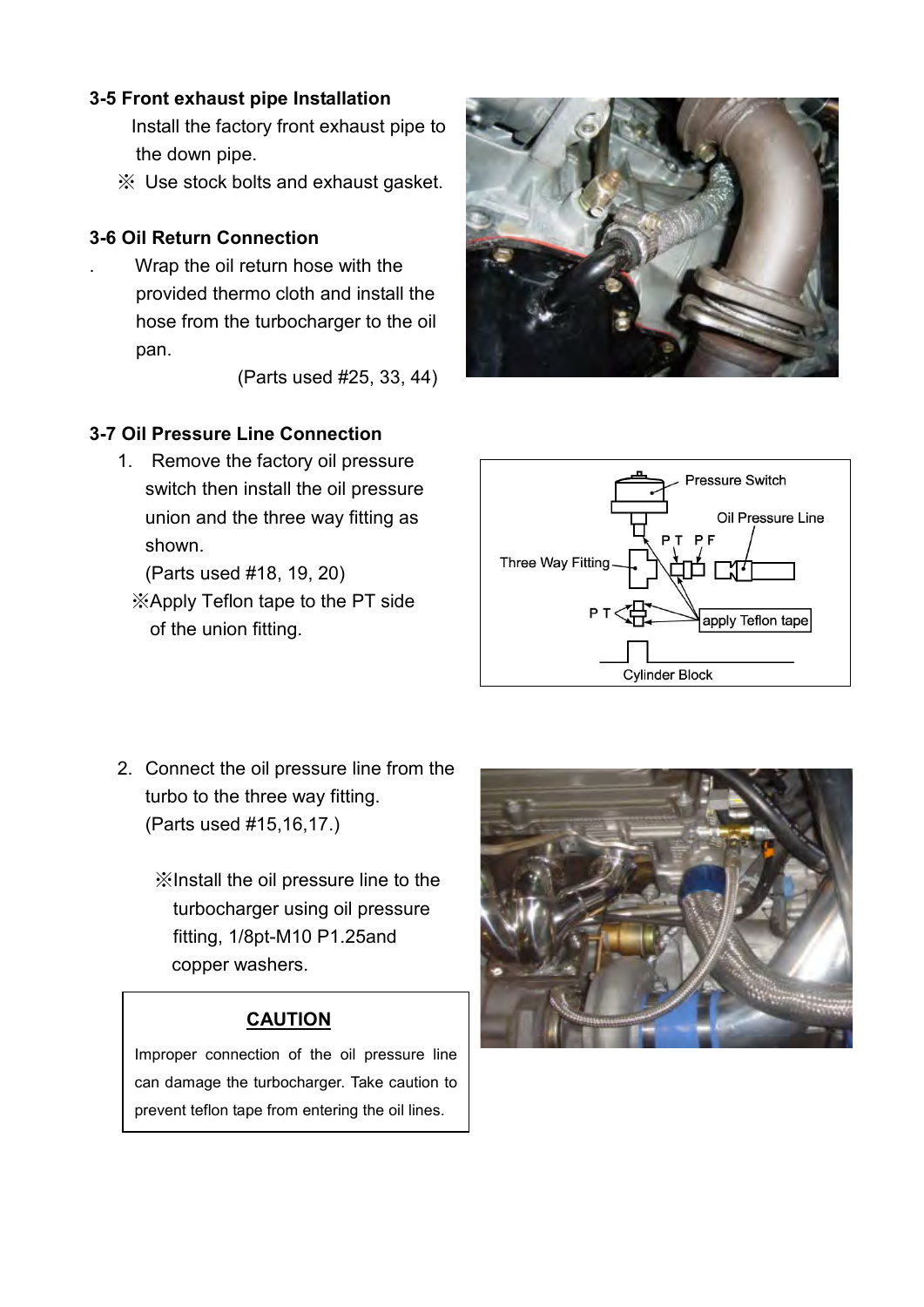### 3-5 Front exhaust pipe Installation

Install the factory front exhaust pipe to the down pipe.

※ Use stock bolts and exhaust gasket.

### 3-6 Oil Return Connection

. Wrap the oil return hose with the provided thermo cloth and install the hose from the turbocharger to the oil pan.

(Parts used #25, 33, 44)

### 3-7 Oil Pressure Line Connection

1. Remove the factory oil pressure switch then install the oil pressure union and the three way fitting as shown.
   (Parts used #18, 19, 20)
   ※Apply Teflon tape to the PT side of the union fitting.

2. Connect the oil pressure line from the turbo to the three way fitting.
   (Parts used #15,16,17.)

   ※Install the oil pressure line to the turbocharger using oil pressure fitting, 1/8pt-M10 P1.25and copper washers.

**CAUTION**

Improper connection of the oil pressure line can damage the turbocharger. Take caution to prevent teflon tape from entering the oil lines.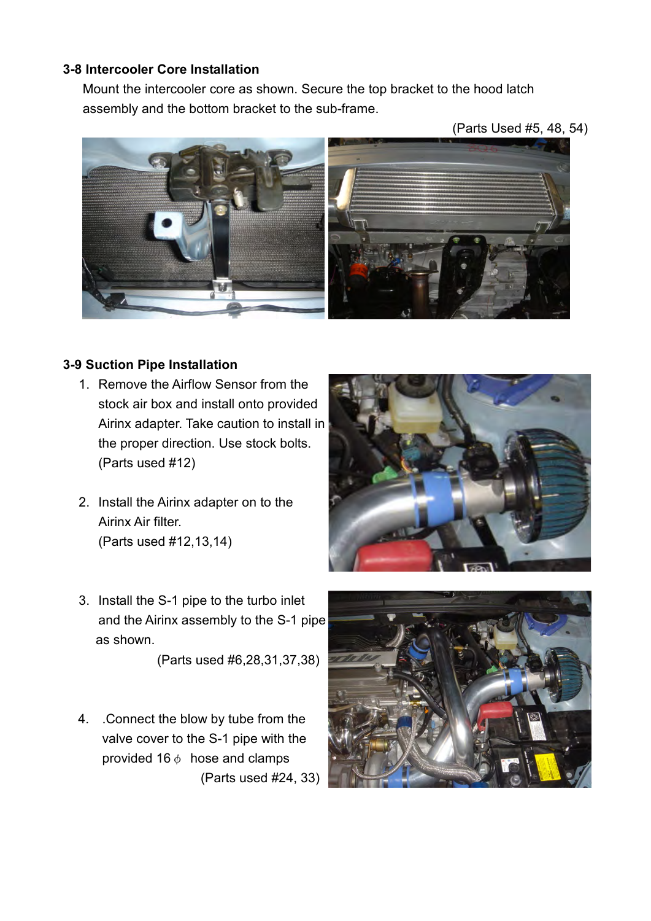### 3-8 Intercooler Core Installation

Mount the intercooler core as shown. Secure the top bracket to the hood latch assembly and the bottom bracket to the sub-frame.

(Parts Used #5, 48, 54)

### 3-9 Suction Pipe Installation

1. Remove the Airflow Sensor from the stock air box and install onto provided Airinx adapter. Take caution to install in the proper direction. Use stock bolts. (Parts used #12)

2. Install the Airinx adapter on to the Airinx Air filter. (Parts used #12,13,14)

3. Install the S-1 pipe to the turbo inlet and the Airinx assembly to the S-1 pipe as shown. (Parts used #6,28,31,37,38)

4. .Connect the blow by tube from the valve cover to the S-1 pipe with the provided 16 $\phi$ hose and clamps (Parts used #24, 33)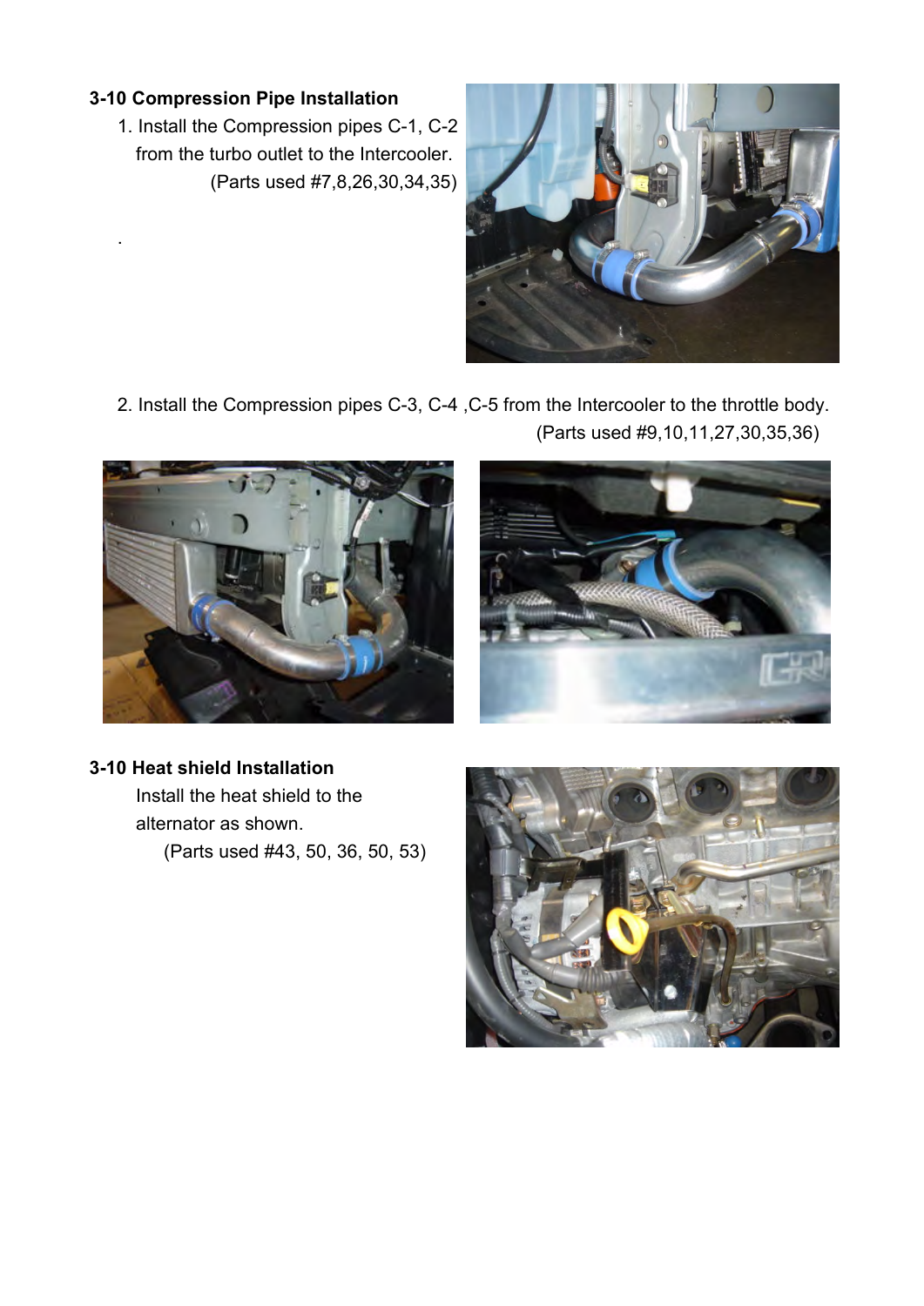### 3-10 Compression Pipe Installation

1. Install the Compression pipes C-1, C-2 from the turbo outlet to the Intercooler.
   (Parts used #7,8,26,30,34,35)

.

2. Install the Compression pipes C-3, C-4 ,C-5 from the Intercooler to the throttle body.
   (Parts used #9,10,11,27,30,35,36)

### 3-10 Heat shield Installation

Install the heat shield to the alternator as shown.
(Parts used #43, 50, 36, 50, 53)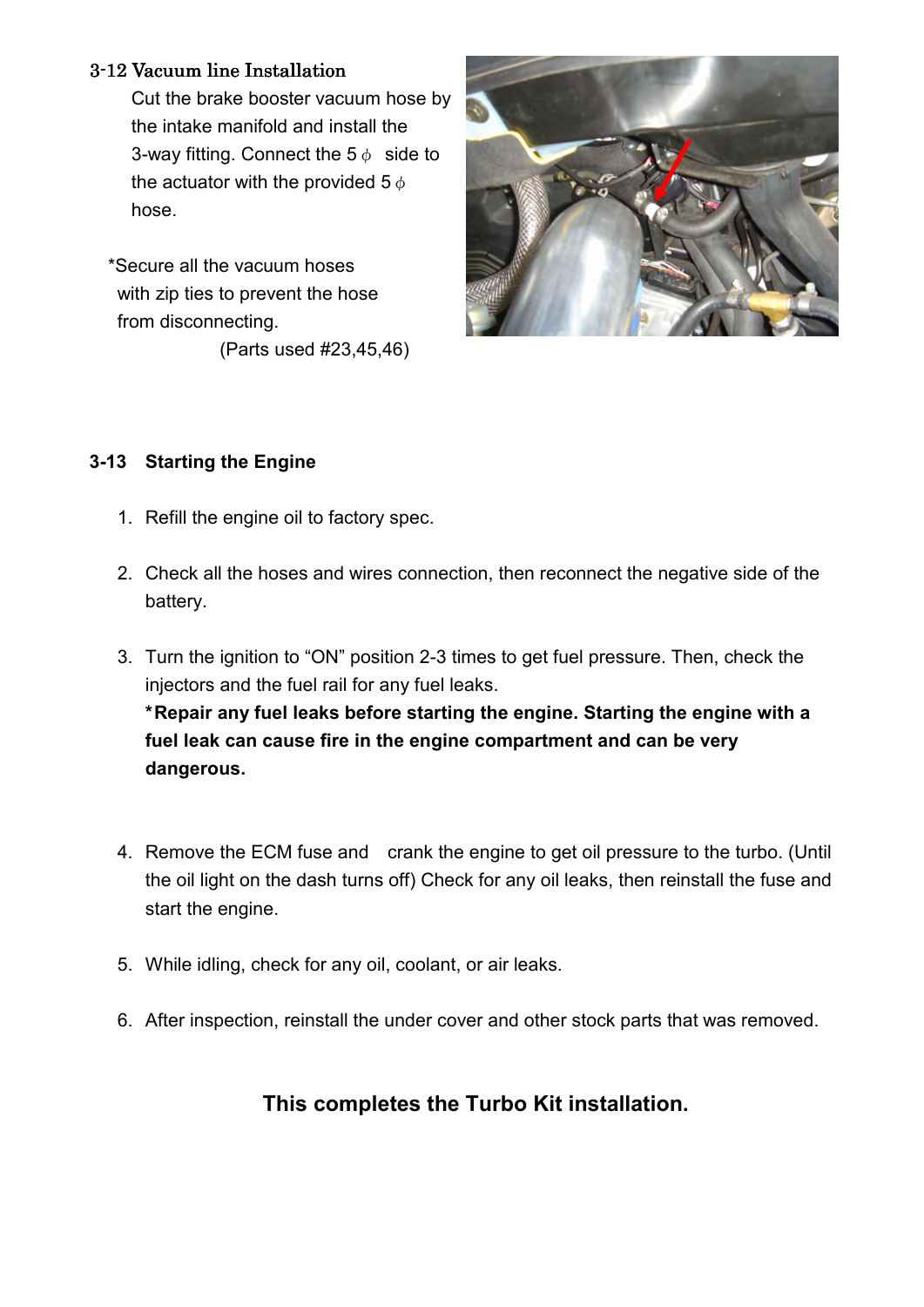### 3-12 Vacuum line Installation

Cut the brake booster vacuum hose by the intake manifold and install the 3-way fitting. Connect the 5 $\phi$ side to the actuator with the provided 5 $\phi$ hose.

*Secure all the vacuum hoses with zip ties to prevent the hose from disconnecting.

(Parts used #23,45,46)

### 3-13 Starting the Engine

1. Refill the engine oil to factory spec.

2. Check all the hoses and wires connection, then reconnect the negative side of the battery.

3. Turn the ignition to "ON" position 2-3 times to get fuel pressure. Then, check the injectors and the fuel rail for any fuel leaks.
   **\*Repair any fuel leaks before starting the engine. Starting the engine with a fuel leak can cause fire in the engine compartment and can be very dangerous.**

4. Remove the ECM fuse and crank the engine to get oil pressure to the turbo. (Until the oil light on the dash turns off) Check for any oil leaks, then reinstall the fuse and start the engine.

5. While idling, check for any oil, coolant, or air leaks.

6. After inspection, reinstall the under cover and other stock parts that was removed.

**This completes the Turbo Kit installation.**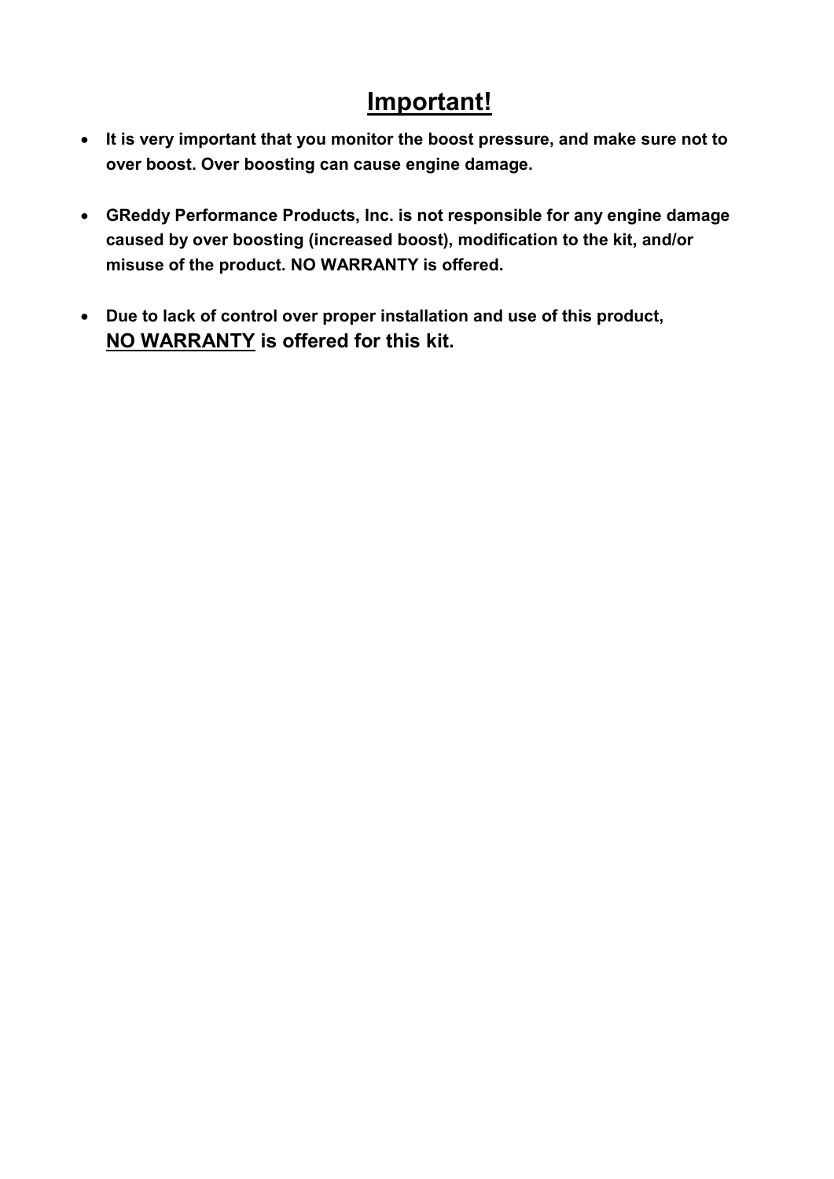# Important!

- **It is very important that you monitor the boost pressure, and make sure not to over boost. Over boosting can cause engine damage.**

- **GReddy Performance Products, Inc. is not responsible for any engine damage caused by over boosting (increased boost), modification to the kit, and/or misuse of the product. NO WARRANTY is offered.**

- **Due to lack of control over proper installation and use of this product, <u>NO WARRANTY</u> is offered for this kit.**